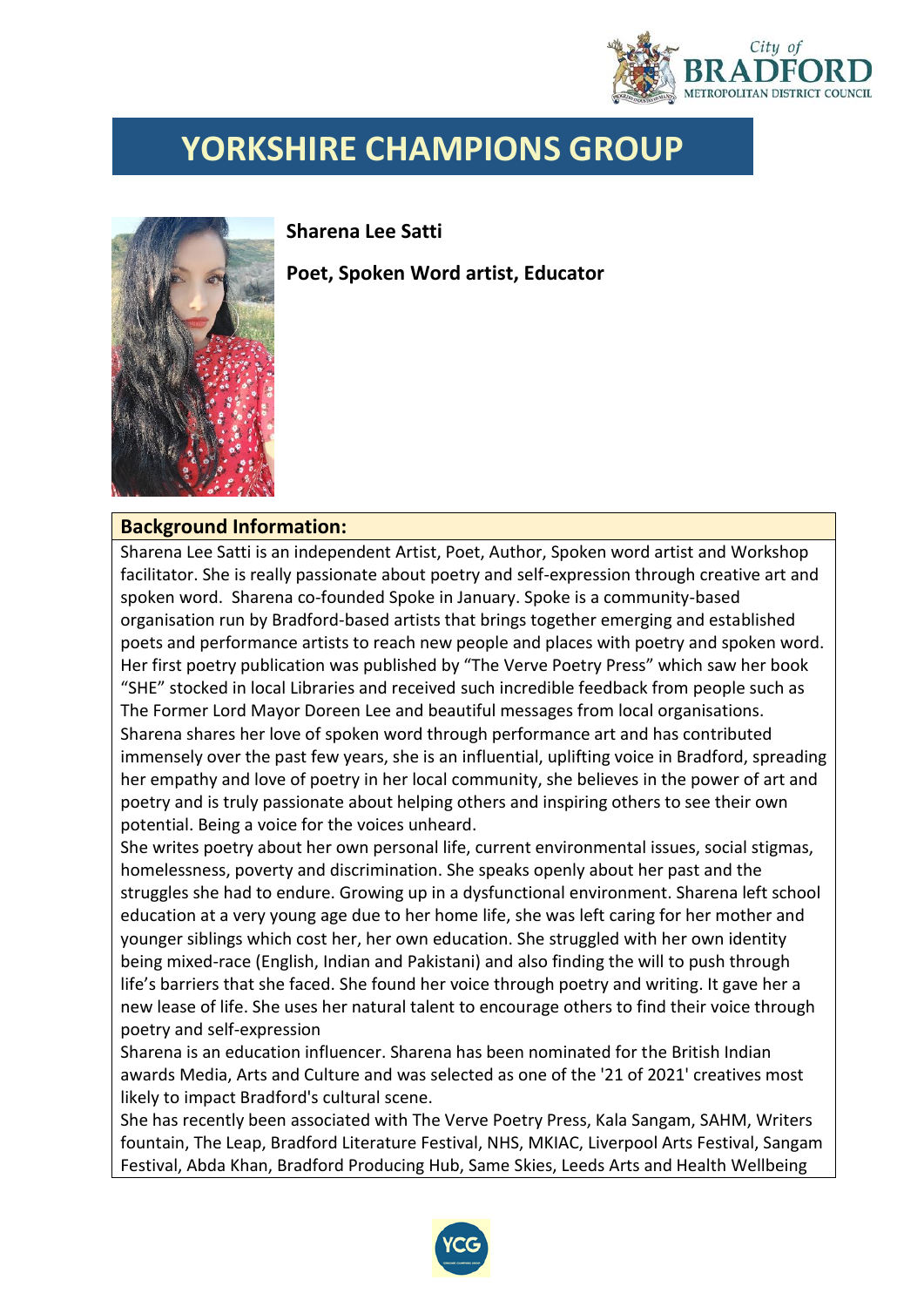# YORKSHIRE CHAMPIONS GROUP

**Sharena Lee Satti**

**Poet, Spoken Word artist, Educator**

**Background Information:**

Sharena Lee Satti is an independent Artist, Poet, Author, Spoken word artist and Workshop facilitator. She is really passionate about poetry and self-expression through creative art and spoken word. Sharena co-founded Spoke in January. Spoke is a community-based organisation run by Bradford-based artists that brings together emerging and established poets and performance artists to reach new people and places with poetry and spoken word. Her first poetry publication was published by "The Verve Poetry Press" which saw her book "SHE" stocked in local Libraries and received such incredible feedback from people such as The Former Lord Mayor Doreen Lee and beautiful messages from local organisations. Sharena shares her love of spoken word through performance art and has contributed immensely over the past few years, she is an influential, uplifting voice in Bradford, spreading her empathy and love of poetry in her local community, she believes in the power of art and poetry and is truly passionate about helping others and inspiring others to see their own potential. Being a voice for the voices unheard.

She writes poetry about her own personal life, current environmental issues, social stigmas, homelessness, poverty and discrimination. She speaks openly about her past and the struggles she had to endure. Growing up in a dysfunctional environment. Sharena left school education at a very young age due to her home life, she was left caring for her mother and younger siblings which cost her, her own education. She struggled with her own identity being mixed-race (English, Indian and Pakistani) and also finding the will to push through life's barriers that she faced. She found her voice through poetry and writing. It gave her a new lease of life. She uses her natural talent to encourage others to find their voice through poetry and self-expression

Sharena is an education influencer. Sharena has been nominated for the British Indian awards Media, Arts and Culture and was selected as one of the '21 of 2021' creatives most likely to impact Bradford's cultural scene.

She has recently been associated with The Verve Poetry Press, Kala Sangam, SAHM, Writers fountain, The Leap, Bradford Literature Festival, NHS, MKIAC, Liverpool Arts Festival, Sangam Festival, Abda Khan, Bradford Producing Hub, Same Skies, Leeds Arts and Health Wellbeing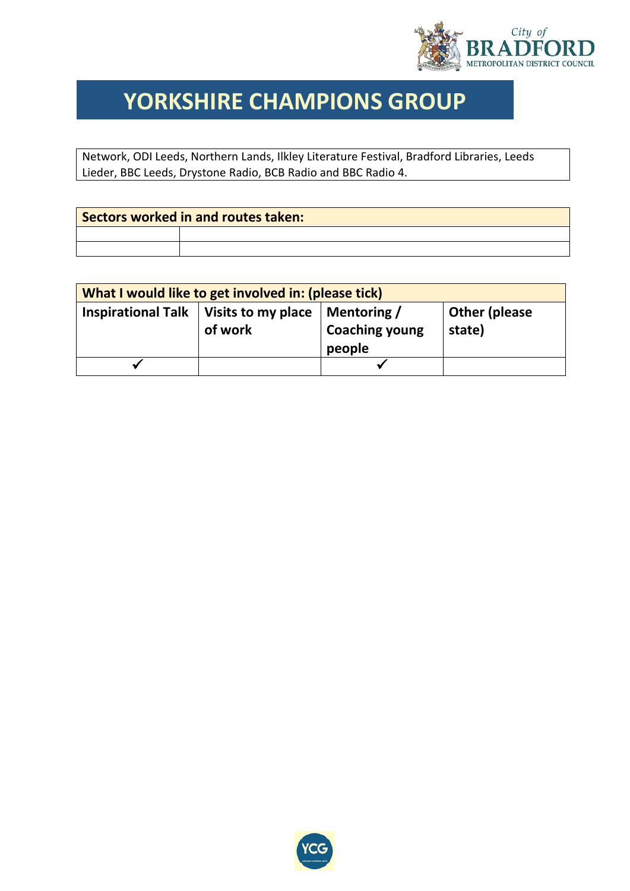# YORKSHIRE CHAMPIONS GROUP

Network, ODI Leeds, Northern Lands, Ilkley Literature Festival, Bradford Libraries, Leeds Lieder, BBC Leeds, Drystone Radio, BCB Radio and BBC Radio 4.

| **Sectors worked in and routes taken:** | |
|---|---|
| | |
| | |

| **What I would like to get involved in: (please tick)** | | | |
|---|---|---|---|
| **Inspirational Talk** | **Visits to my place of work** | **Mentoring / Coaching young people** | **Other (please state)** |
| ✓ | | ✓ | |